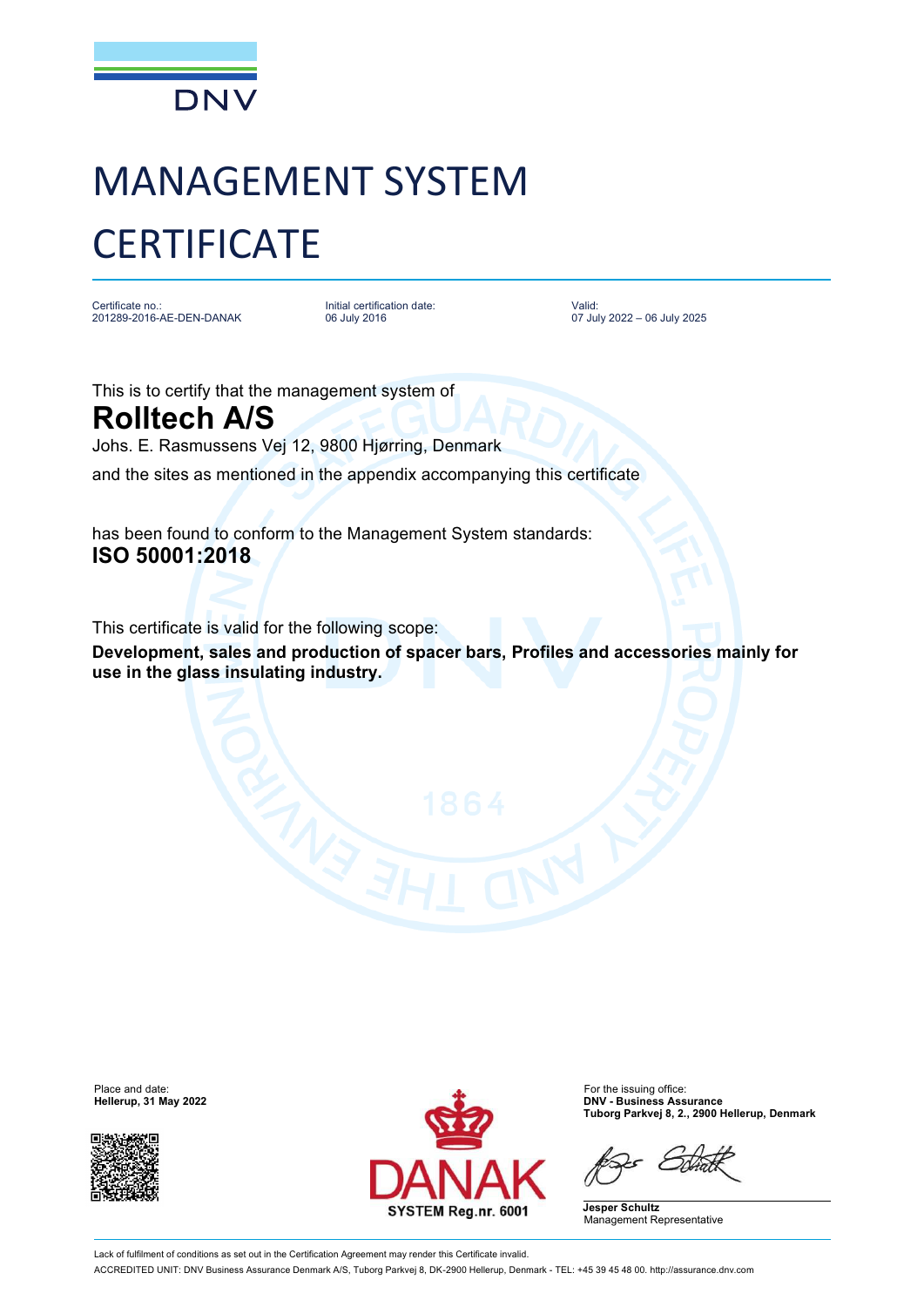DNV

# MANAGEMENT SYSTEM CERTIFICATE

| Certificate no.: | Initial certification date: | Valid: |
| --- | --- | --- |
| 201289-2016-AE-DEN-DANAK | 06 July 2016 | 07 July 2022 – 06 July 2025 |

This is to certify that the management system of

## Rolltech A/S

Johs. E. Rasmussens Vej 12, 9800 Hjørring, Denmark

and the sites as mentioned in the appendix accompanying this certificate

has been found to conform to the Management System standards:

**ISO 50001:2018**

This certificate is valid for the following scope:

**Development, sales and production of spacer bars, Profiles and accessories mainly for use in the glass insulating industry.**

Place and date:
**Hellerup, 31 May 2022**

DANAK
SYSTEM Reg.nr. 6001

For the issuing office:
**DNV - Business Assurance**
**Tuborg Parkvej 8, 2., 2900 Hellerup, Denmark**

**Jesper Schultz**
Management Representative

Lack of fulfilment of conditions as set out in the Certification Agreement may render this Certificate invalid.

ACCREDITED UNIT: DNV Business Assurance Denmark A/S, Tuborg Parkvej 8, DK-2900 Hellerup, Denmark - TEL: +45 39 45 48 00. http://assurance.dnv.com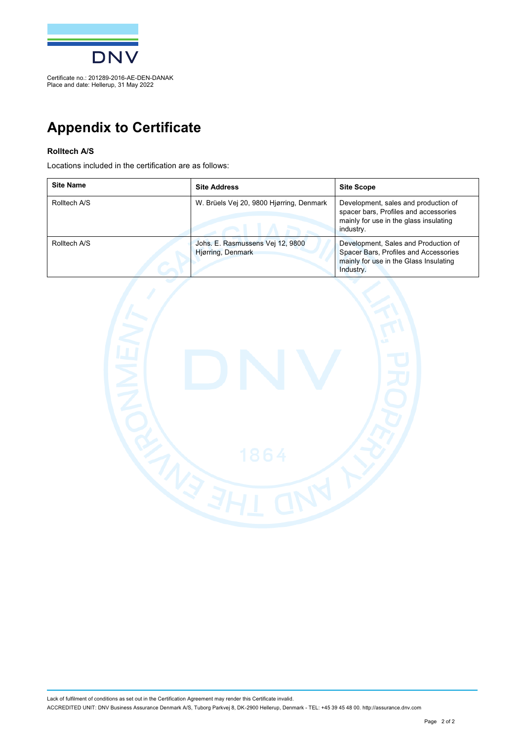Certificate no.: 201289-2016-AE-DEN-DANAK
Place and date: Hellerup, 31 May 2022

# Appendix to Certificate

**Rolltech A/S**

Locations included in the certification are as follows:

| Site Name | Site Address | Site Scope |
|---|---|---|
| Rolltech A/S | W. Brüels Vej 20, 9800 Hjørring, Denmark | Development, sales and production of spacer bars, Profiles and accessories mainly for use in the glass insulating industry. |
| Rolltech A/S | Johs. E. Rasmussens Vej 12, 9800 Hjørring, Denmark | Development, Sales and Production of Spacer Bars, Profiles and Accessories mainly for use in the Glass Insulating Industry. |

Lack of fulfilment of conditions as set out in the Certification Agreement may render this Certificate invalid.

ACCREDITED UNIT: DNV Business Assurance Denmark A/S, Tuborg Parkvej 8, DK-2900 Hellerup, Denmark - TEL: +45 39 45 48 00. http://assurance.dnv.com